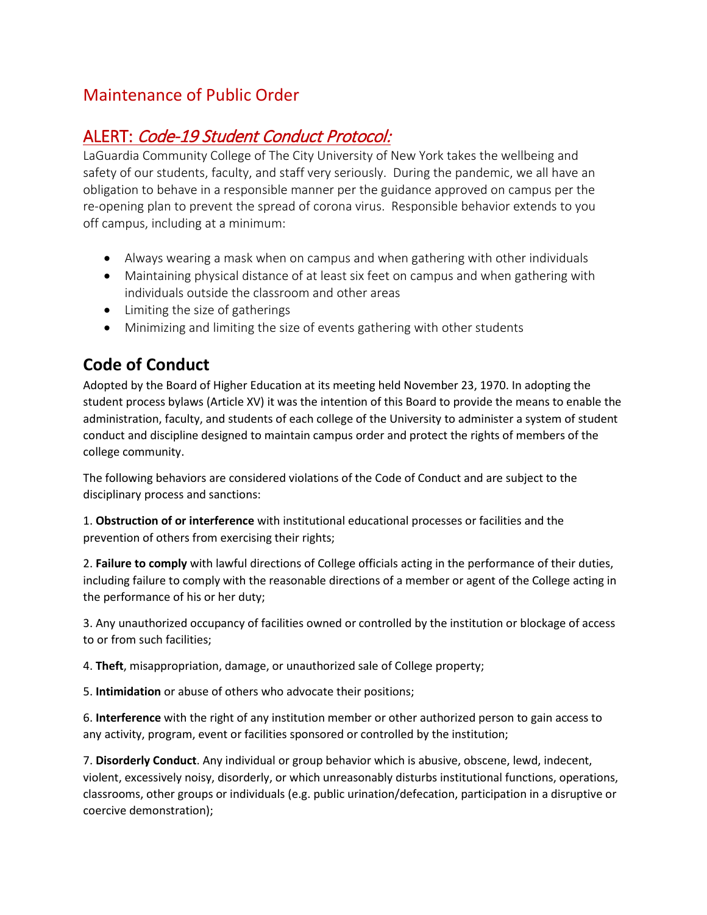# Maintenance of Public Order

## ALERT: *Code-19 Student Conduct Protocol:*

LaGuardia Community College of The City University of New York takes the wellbeing and safety of our students, faculty, and staff very seriously. During the pandemic, we all have an obligation to behave in a responsible manner per the guidance approved on campus per the re-opening plan to prevent the spread of corona virus. Responsible behavior extends to you off campus, including at a minimum:

- Always wearing a mask when on campus and when gathering with other individuals
- Maintaining physical distance of at least six feet on campus and when gathering with individuals outside the classroom and other areas
- Limiting the size of gatherings
- Minimizing and limiting the size of events gathering with other students

## Code of Conduct

Adopted by the Board of Higher Education at its meeting held November 23, 1970. In adopting the student process bylaws (Article XV) it was the intention of this Board to provide the means to enable the administration, faculty, and students of each college of the University to administer a system of student conduct and discipline designed to maintain campus order and protect the rights of members of the college community.

The following behaviors are considered violations of the Code of Conduct and are subject to the disciplinary process and sanctions:

1. **Obstruction of or interference** with institutional educational processes or facilities and the prevention of others from exercising their rights;

2. **Failure to comply** with lawful directions of College officials acting in the performance of their duties, including failure to comply with the reasonable directions of a member or agent of the College acting in the performance of his or her duty;

3. Any unauthorized occupancy of facilities owned or controlled by the institution or blockage of access to or from such facilities;

4. **Theft**, misappropriation, damage, or unauthorized sale of College property;

5. **Intimidation** or abuse of others who advocate their positions;

6. **Interference** with the right of any institution member or other authorized person to gain access to any activity, program, event or facilities sponsored or controlled by the institution;

7. **Disorderly Conduct**. Any individual or group behavior which is abusive, obscene, lewd, indecent, violent, excessively noisy, disorderly, or which unreasonably disturbs institutional functions, operations, classrooms, other groups or individuals (e.g. public urination/defecation, participation in a disruptive or coercive demonstration);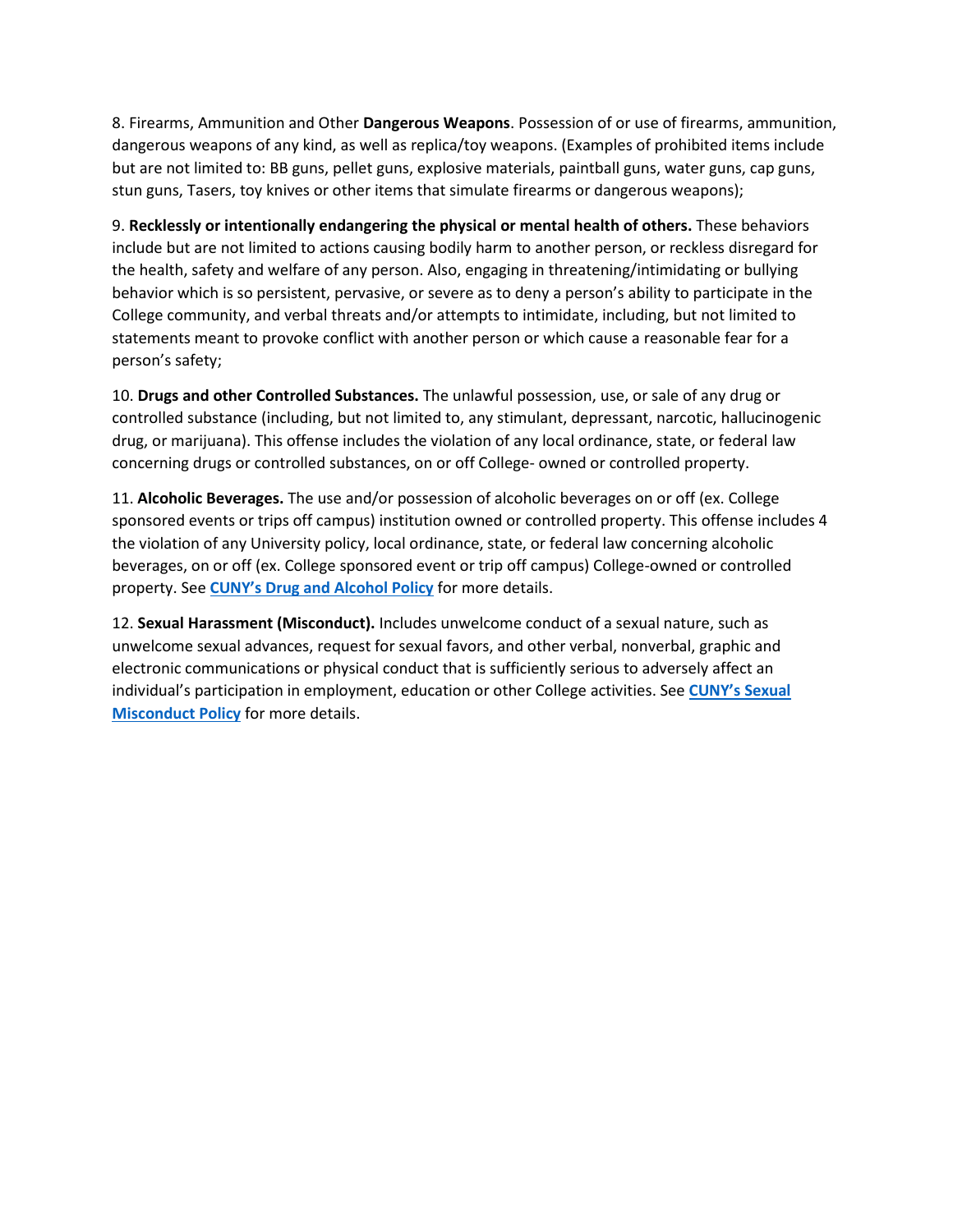8. Firearms, Ammunition and Other **Dangerous Weapons**. Possession of or use of firearms, ammunition, dangerous weapons of any kind, as well as replica/toy weapons. (Examples of prohibited items include but are not limited to: BB guns, pellet guns, explosive materials, paintball guns, water guns, cap guns, stun guns, Tasers, toy knives or other items that simulate firearms or dangerous weapons);

9. **Recklessly or intentionally endangering the physical or mental health of others.** These behaviors include but are not limited to actions causing bodily harm to another person, or reckless disregard for the health, safety and welfare of any person. Also, engaging in threatening/intimidating or bullying behavior which is so persistent, pervasive, or severe as to deny a person's ability to participate in the College community, and verbal threats and/or attempts to intimidate, including, but not limited to statements meant to provoke conflict with another person or which cause a reasonable fear for a person's safety;

10. **Drugs and other Controlled Substances.** The unlawful possession, use, or sale of any drug or controlled substance (including, but not limited to, any stimulant, depressant, narcotic, hallucinogenic drug, or marijuana). This offense includes the violation of any local ordinance, state, or federal law concerning drugs or controlled substances, on or off College- owned or controlled property.

11. **Alcoholic Beverages.** The use and/or possession of alcoholic beverages on or off (ex. College sponsored events or trips off campus) institution owned or controlled property. This offense includes 4 the violation of any University policy, local ordinance, state, or federal law concerning alcoholic beverages, on or off (ex. College sponsored event or trip off campus) College-owned or controlled property. See **CUNY's Drug and Alcohol Policy** for more details.

12. **Sexual Harassment (Misconduct).** Includes unwelcome conduct of a sexual nature, such as unwelcome sexual advances, request for sexual favors, and other verbal, nonverbal, graphic and electronic communications or physical conduct that is sufficiently serious to adversely affect an individual's participation in employment, education or other College activities. See **CUNY's Sexual Misconduct Policy** for more details.